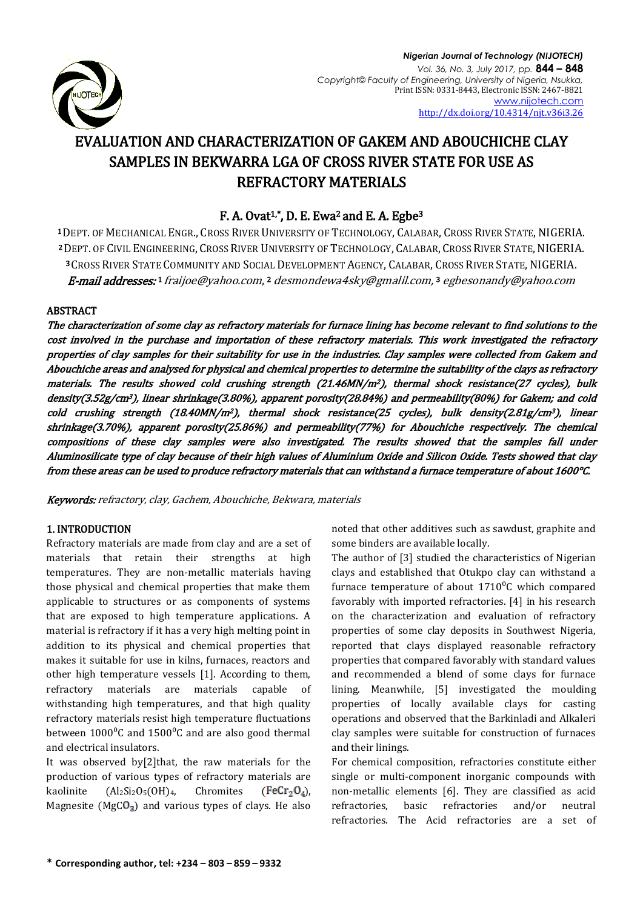# EVALUATION AND CHARACTERIZATION OF GAKEM AND ABOUCHICHE CLAY SAMPLES IN BEKWARRA LGA OF CROSS RIVER STATE FOR USE AS REFRACTORY MATERIALS

**F. A. Ovat[1,*], D. E. Ewa[2] and E. A. Egbe[3]**

[1] DEPT. OF MECHANICAL ENGR., CROSS RIVER UNIVERSITY OF TECHNOLOGY, CALABAR, CROSS RIVER STATE, NIGERIA.
[2] DEPT. OF CIVIL ENGINEERING, CROSS RIVER UNIVERSITY OF TECHNOLOGY, CALABAR, CROSS RIVER STATE, NIGERIA.
[3] CROSS RIVER STATE COMMUNITY AND SOCIAL DEVELOPMENT AGENCY, CALABAR, CROSS RIVER STATE, NIGERIA.

*E-mail addresses:* [1] fraijoe@yahoo.com, [2] desmondewa4sky@gmalil.com, [3] egbesonandy@yahoo.com

## ABSTRACT

*The characterization of some clay as refractory materials for furnace lining has become relevant to find solutions to the cost involved in the purchase and importation of these refractory materials. This work investigated the refractory properties of clay samples for their suitability for use in the industries. Clay samples were collected from Gakem and Abouchiche areas and analysed for physical and chemical properties to determine the suitability of the clays as refractory materials. The results showed cold crushing strength (21.46MN/m$^2$), thermal shock resistance(27 cycles), bulk density(3.52g/cm$^3$), linear shrinkage(3.80%), apparent porosity(28.84%) and permeability(80%) for Gakem; and cold cold crushing strength (18.40MN/m$^2$), thermal shock resistance(25 cycles), bulk density(2.81g/cm$^3$), linear shrinkage(3.70%), apparent porosity(25.86%) and permeability(77%) for Abouchiche respectively. The chemical compositions of these clay samples were also investigated. The results showed that the samples fall under Aluminosilicate type of clay because of their high values of Aluminium Oxide and Silicon Oxide. Tests showed that clay from these areas can be used to produce refractory materials that can withstand a furnace temperature of about 1600°C.*

***Keywords:*** *refractory, clay, Gachem, Abouchiche, Bekwara, materials*

## 1. INTRODUCTION

Refractory materials are made from clay and are a set of materials that retain their strengths at high temperatures. They are non-metallic materials having those physical and chemical properties that make them applicable to structures or as components of systems that are exposed to high temperature applications. A material is refractory if it has a very high melting point in addition to its physical and chemical properties that makes it suitable for use in kilns, furnaces, reactors and other high temperature vessels [1]. According to them, refractory materials are materials capable of withstanding high temperatures, and that high quality refractory materials resist high temperature fluctuations between 1000$^0$C and 1500$^0$C and are also good thermal and electrical insulators.

It was observed by[2]that, the raw materials for the production of various types of refractory materials are kaolinite ($Al_2Si_2O_5(OH)_4$, Chromites ($FeCr_2O_4$), Magnesite ($MgCO_3$) and various types of clays. He also noted that other additives such as sawdust, graphite and some binders are available locally.

The author of [3] studied the characteristics of Nigerian clays and established that Otukpo clay can withstand a furnace temperature of about 1710$^0$C which compared favorably with imported refractories. [4] in his research on the characterization and evaluation of refractory properties of some clay deposits in Southwest Nigeria, reported that clays displayed reasonable refractory properties that compared favorably with standard values and recommended a blend of some clays for furnace lining. Meanwhile, [5] investigated the moulding properties of locally available clays for casting operations and observed that the Barkinladi and Alkaleri clay samples were suitable for construction of furnaces and their linings.

For chemical composition, refractories constitute either single or multi-component inorganic compounds with non-metallic elements [6]. They are classified as acid refractories, basic refractories and/or neutral refractories. The Acid refractories are a set of

\* **Corresponding author, tel: +234 – 803 – 859 – 9332**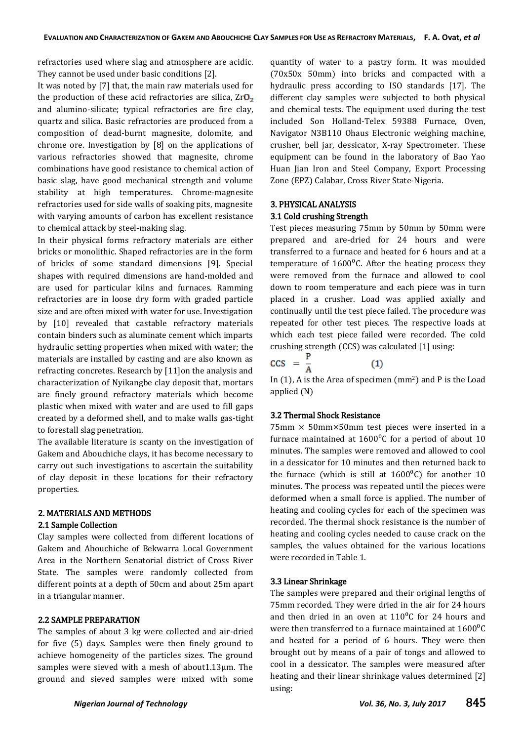refractories used where slag and atmosphere are acidic. They cannot be used under basic conditions [2].

It was noted by [7] that, the main raw materials used for the production of these acid refractories are silica, $ZrO_2$ and alumino-silicate; typical refractories are fire clay, quartz and silica. Basic refractories are produced from a composition of dead-burnt magnesite, dolomite, and chrome ore. Investigation by [8] on the applications of various refractories showed that magnesite, chrome combinations have good resistance to chemical action of basic slag, have good mechanical strength and volume stability at high temperatures. Chrome-magnesite refractories used for side walls of soaking pits, magnesite with varying amounts of carbon has excellent resistance to chemical attack by steel-making slag.

In their physical forms refractory materials are either bricks or monolithic. Shaped refractories are in the form of bricks of some standard dimensions [9]. Special shapes with required dimensions are hand-molded and are used for particular kilns and furnaces. Ramming refractories are in loose dry form with graded particle size and are often mixed with water for use. Investigation by [10] revealed that castable refractory materials contain binders such as aluminate cement which imparts hydraulic setting properties when mixed with water; the materials are installed by casting and are also known as refracting concretes. Research by [11]on the analysis and characterization of Nyikangbe clay deposit that, mortars are finely ground refractory materials which become plastic when mixed with water and are used to fill gaps created by a deformed shell, and to make walls gas-tight to forestall slag penetration.

The available literature is scanty on the investigation of Gakem and Abouchiche clays, it has become necessary to carry out such investigations to ascertain the suitability of clay deposit in these locations for their refractory properties.

## 2. MATERIALS AND METHODS

### 2.1 Sample Collection

Clay samples were collected from different locations of Gakem and Abouchiche of Bekwarra Local Government Area in the Northern Senatorial district of Cross River State. The samples were randomly collected from different points at a depth of 50cm and about 25m apart in a triangular manner.

### 2.2 SAMPLE PREPARATION

The samples of about 3 kg were collected and air-dried for five (5) days. Samples were then finely ground to achieve homogeneity of the particles sizes. The ground samples were sieved with a mesh of about1.13μm. The ground and sieved samples were mixed with some quantity of water to a pastry form. It was moulded (70x50x 50mm) into bricks and compacted with a hydraulic press according to ISO standards [17]. The different clay samples were subjected to both physical and chemical tests. The equipment used during the test included Son Holland-Telex 59388 Furnace, Oven, Navigator N3B110 Ohaus Electronic weighing machine, crusher, bell jar, dessicator, X-ray Spectrometer. These equipment can be found in the laboratory of Bao Yao Huan Jian Iron and Steel Company, Export Processing Zone (EPZ) Calabar, Cross River State-Nigeria.

## 3. PHYSICAL ANALYSIS

### 3.1 Cold crushing Strength

Test pieces measuring 75mm by 50mm by 50mm were prepared and are-dried for 24 hours and were transferred to a furnace and heated for 6 hours and at a temperature of $1600^0$C. After the heating process they were removed from the furnace and allowed to cool down to room temperature and each piece was in turn placed in a crusher. Load was applied axially and continually until the test piece failed. The procedure was repeated for other test pieces. The respective loads at which each test piece failed were recorded. The cold crushing strength (CCS) was calculated [1] using:

$$CCS = \frac{P}{A} \qquad (1)$$

In (1), A is the Area of specimen (mm$^2$) and P is the Load applied (N)

### 3.2 Thermal Shock Resistance

75mm × 50mm×50mm test pieces were inserted in a furnace maintained at $1600^0$C for a period of about 10 minutes. The samples were removed and allowed to cool in a dessicator for 10 minutes and then returned back to the furnace (which is still at $1600^0$C) for another 10 minutes. The process was repeated until the pieces were deformed when a small force is applied. The number of heating and cooling cycles for each of the specimen was recorded. The thermal shock resistance is the number of heating and cooling cycles needed to cause crack on the samples, the values obtained for the various locations were recorded in Table 1.

### 3.3 Linear Shrinkage

The samples were prepared and their original lengths of 75mm recorded. They were dried in the air for 24 hours and then dried in an oven at $110^0$C for 24 hours and were then transferred to a furnace maintained at $1600^0$C and heated for a period of 6 hours. They were then brought out by means of a pair of tongs and allowed to cool in a dessicator. The samples were measured after heating and their linear shrinkage values determined [2] using: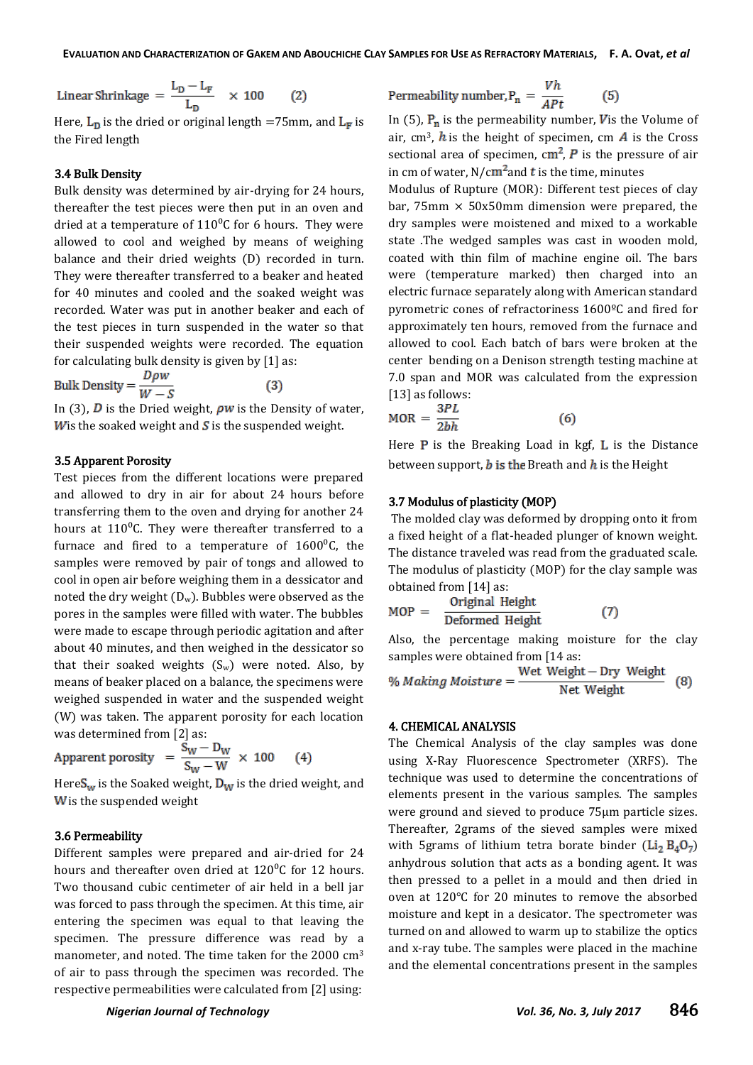$$\text{Linear Shrinkage} = \frac{L_D - L_F}{L_D} \times 100 \qquad (2)$$

Here, $L_D$ is the dried or original length =75mm, and $L_F$ is the Fired length

### 3.4 Bulk Density

Bulk density was determined by air-drying for 24 hours, thereafter the test pieces were then put in an oven and dried at a temperature of 110$^0$C for 6 hours. They were allowed to cool and weighed by means of weighing balance and their dried weights (D) recorded in turn. They were thereafter transferred to a beaker and heated for 40 minutes and cooled and the soaked weight was recorded. Water was put in another beaker and each of the test pieces in turn suspended in the water so that their suspended weights were recorded. The equation for calculating bulk density is given by [1] as:

$$\text{Bulk Density} = \frac{D\rho w}{W - S} \qquad (3)$$

In (3), $D$ is the Dried weight, $\rho w$ is the Density of water, $W$ is the soaked weight and $S$ is the suspended weight.

### 3.5 Apparent Porosity

Test pieces from the different locations were prepared and allowed to dry in air for about 24 hours before transferring them to the oven and drying for another 24 hours at 110$^0$C. They were thereafter transferred to a furnace and fired to a temperature of 1600$^0$C, the samples were removed by pair of tongs and allowed to cool in open air before weighing them in a dessicator and noted the dry weight ($D_w$). Bubbles were observed as the pores in the samples were filled with water. The bubbles were made to escape through periodic agitation and after about 40 minutes, and then weighed in the dessicator so that their soaked weights ($S_w$) were noted. Also, by means of beaker placed on a balance, the specimens were weighed suspended in water and the suspended weight (W) was taken. The apparent porosity for each location was determined from [2] as:

$$\text{Apparent porosity} = \frac{S_W - D_W}{S_W - W} \times 100 \qquad (4)$$

Here $S_w$ is the Soaked weight, $D_W$ is the dried weight, and $W$ is the suspended weight

### 3.6 Permeability

Different samples were prepared and air-dried for 24 hours and thereafter oven dried at 120$^0$C for 12 hours. Two thousand cubic centimeter of air held in a bell jar was forced to pass through the specimen. At this time, air entering the specimen was equal to that leaving the specimen. The pressure difference was read by a manometer, and noted. The time for the 2000 cm$^3$ of air to pass through the specimen was recorded. The respective permeabilities were calculated from [2] using:

$$\text{Permeability number}, P_n = \frac{Vh}{APt} \qquad (5)$$

In (5), $P_n$ is the permeability number, $V$is the Volume of air, cm$^3$, $h$ is the height of specimen, cm $A$ is the Cross sectional area of specimen, cm$^2$, $P$ is the pressure of air in cm of water, N/cm$^2$and $t$ is the time, minutes

Modulus of Rupture (MOR): Different test pieces of clay bar, 75mm × 50x50mm dimension were prepared, the dry samples were moistened and mixed to a workable state .The wedged samples was cast in wooden mold, coated with thin film of machine engine oil. The bars were (temperature marked) then charged into an electric furnace separately along with American standard pyrometric cones of refractoriness 1600ºC and fired for approximately ten hours, removed from the furnace and allowed to cool. Each batch of bars were broken at the center bending on a Denison strength testing machine at 7.0 span and MOR was calculated from the expression [13] as follows:

$$\text{MOR} = \frac{3PL}{2bh} \qquad (6)$$

Here $P$ is the Breaking Load in kgf, $L$ is the Distance between support, $b$ is the Breath and $h$ is the Height

### 3.7 Modulus of plasticity (MOP)

The molded clay was deformed by dropping onto it from a fixed height of a flat-headed plunger of known weight. The distance traveled was read from the graduated scale. The modulus of plasticity (MOP) for the clay sample was obtained from [14] as:

$$\text{MOP} = \frac{\text{Original Height}}{\text{Deformed Height}} \qquad (7)$$

Also, the percentage making moisture for the clay samples were obtained from [14 as:

$$\%\,Making\ Moisture = \frac{\text{Wet Weight} - \text{Dry Weight}}{\text{Net Weight}} \qquad (8)$$

## 4. CHEMICAL ANALYSIS

The Chemical Analysis of the clay samples was done using X-Ray Fluorescence Spectrometer (XRFS). The technique was used to determine the concentrations of elements present in the various samples. The samples were ground and sieved to produce 75μm particle sizes. Thereafter, 2grams of the sieved samples were mixed with 5grams of lithium tetra borate binder ($Li_2B_4O_7$) anhydrous solution that acts as a bonding agent. It was then pressed to a pellet in a mould and then dried in oven at 120°C for 20 minutes to remove the absorbed moisture and kept in a desicator. The spectrometer was turned on and allowed to warm up to stabilize the optics and x-ray tube. The samples were placed in the machine and the elemental concentrations present in the samples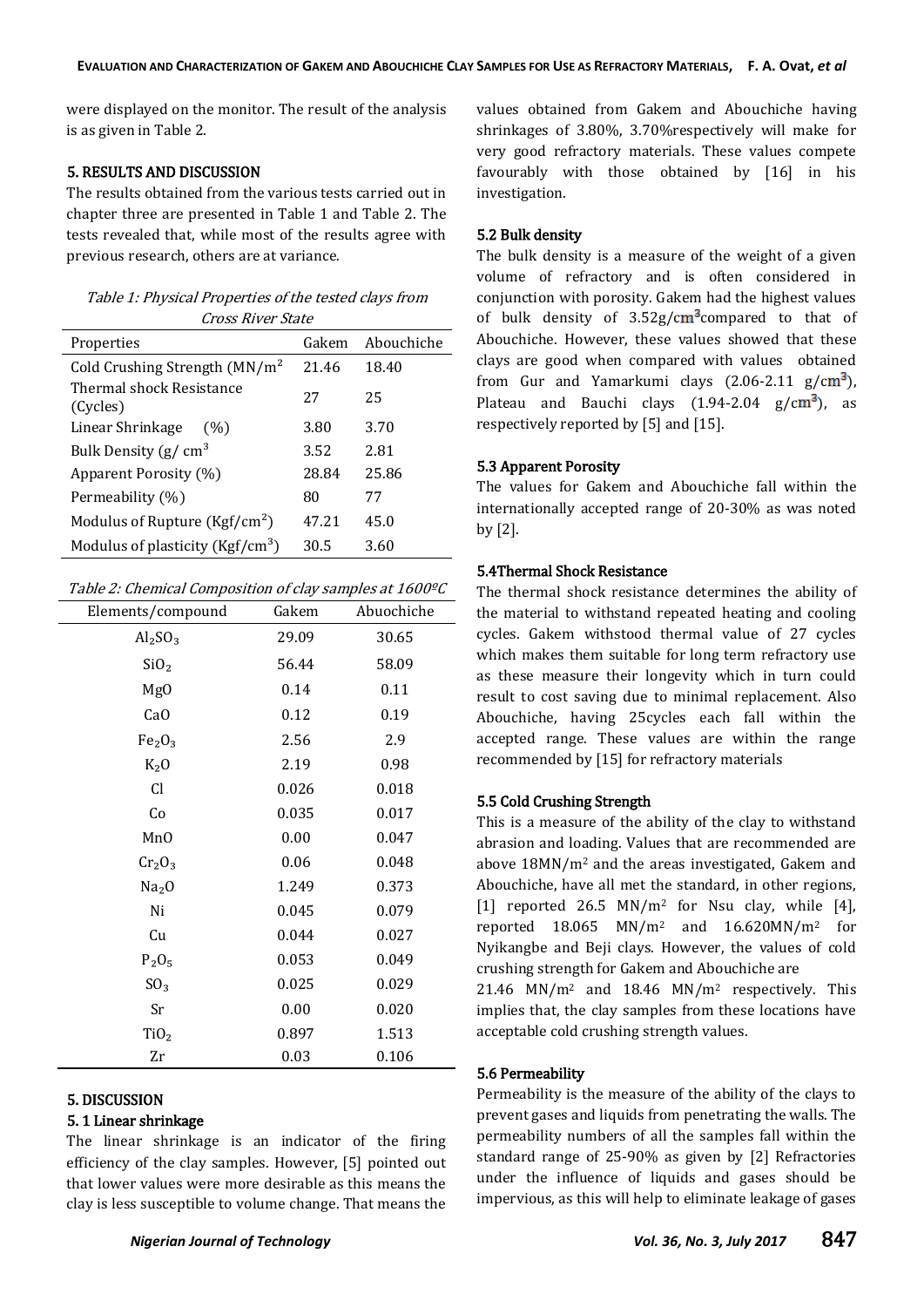were displayed on the monitor. The result of the analysis is as given in Table 2.

## 5. RESULTS AND DISCUSSION

The results obtained from the various tests carried out in chapter three are presented in Table 1 and Table 2. The tests revealed that, while most of the results agree with previous research, others are at variance.

*Table 1: Physical Properties of the tested clays from Cross River State*

| Properties | Gakem | Abouchiche |
|---|---|---|
| Cold Crushing Strength ($MN/m^2$ | 21.46 | 18.40 |
| Thermal shock Resistance (Cycles) | 27 | 25 |
| Linear Shrinkage (%) | 3.80 | 3.70 |
| Bulk Density ($g/cm^3$ | 3.52 | 2.81 |
| Apparent Porosity (%) | 28.84 | 25.86 |
| Permeability (%) | 80 | 77 |
| Modulus of Rupture ($Kgf/cm^2$) | 47.21 | 45.0 |
| Modulus of plasticity ($Kgf/cm^3$) | 30.5 | 3.60 |

*Table 2: Chemical Composition of clay samples at 1600ºC*

| Elements/compound | Gakem | Abuochiche |
|---|---|---|
| $Al_2SO_3$ | 29.09 | 30.65 |
| $SiO_2$ | 56.44 | 58.09 |
| MgO | 0.14 | 0.11 |
| CaO | 0.12 | 0.19 |
| $Fe_2O_3$ | 2.56 | 2.9 |
| $K_2O$ | 2.19 | 0.98 |
| Cl | 0.026 | 0.018 |
| Co | 0.035 | 0.017 |
| MnO | 0.00 | 0.047 |
| $Cr_2O_3$ | 0.06 | 0.048 |
| $Na_2O$ | 1.249 | 0.373 |
| Ni | 0.045 | 0.079 |
| Cu | 0.044 | 0.027 |
| $P_2O_5$ | 0.053 | 0.049 |
| $SO_3$ | 0.025 | 0.029 |
| Sr | 0.00 | 0.020 |
| $TiO_2$ | 0.897 | 1.513 |
| Zr | 0.03 | 0.106 |

## 5. DISCUSSION

### 5. 1 Linear shrinkage

The linear shrinkage is an indicator of the firing efficiency of the clay samples. However, [5] pointed out that lower values were more desirable as this means the clay is less susceptible to volume change. That means the values obtained from Gakem and Abouchiche having shrinkages of 3.80%, 3.70%respectively will make for very good refractory materials. These values compete favourably with those obtained by [16] in his investigation.

### 5.2 Bulk density

The bulk density is a measure of the weight of a given volume of refractory and is often considered in conjunction with porosity. Gakem had the highest values of bulk density of $3.52g/cm^3$compared to that of Abouchiche. However, these values showed that these clays are good when compared with values obtained from Gur and Yamarkumi clays (2.06-2.11 $g/cm^3$), Plateau and Bauchi clays (1.94-2.04 $g/cm^3$), as respectively reported by [5] and [15].

### 5.3 Apparent Porosity

The values for Gakem and Abouchiche fall within the internationally accepted range of 20-30% as was noted by [2].

### 5.4Thermal Shock Resistance

The thermal shock resistance determines the ability of the material to withstand repeated heating and cooling cycles. Gakem withstood thermal value of 27 cycles which makes them suitable for long term refractory use as these measure their longevity which in turn could result to cost saving due to minimal replacement. Also Abouchiche, having 25cycles each fall within the accepted range. These values are within the range recommended by [15] for refractory materials

### 5.5 Cold Crushing Strength

This is a measure of the ability of the clay to withstand abrasion and loading. Values that are recommended are above $18MN/m^2$ and the areas investigated, Gakem and Abouchiche, have all met the standard, in other regions, [1] reported 26.5 $MN/m^2$ for Nsu clay, while [4], reported 18.065 $MN/m^2$ and $16.620MN/m^2$ for Nyikangbe and Beji clays. However, the values of cold crushing strength for Gakem and Abouchiche are 21.46 $MN/m^2$ and 18.46 $MN/m^2$ respectively. This implies that, the clay samples from these locations have acceptable cold crushing strength values.

### 5.6 Permeability

Permeability is the measure of the ability of the clays to prevent gases and liquids from penetrating the walls. The permeability numbers of all the samples fall within the standard range of 25-90% as given by [2] Refractories under the influence of liquids and gases should be impervious, as this will help to eliminate leakage of gases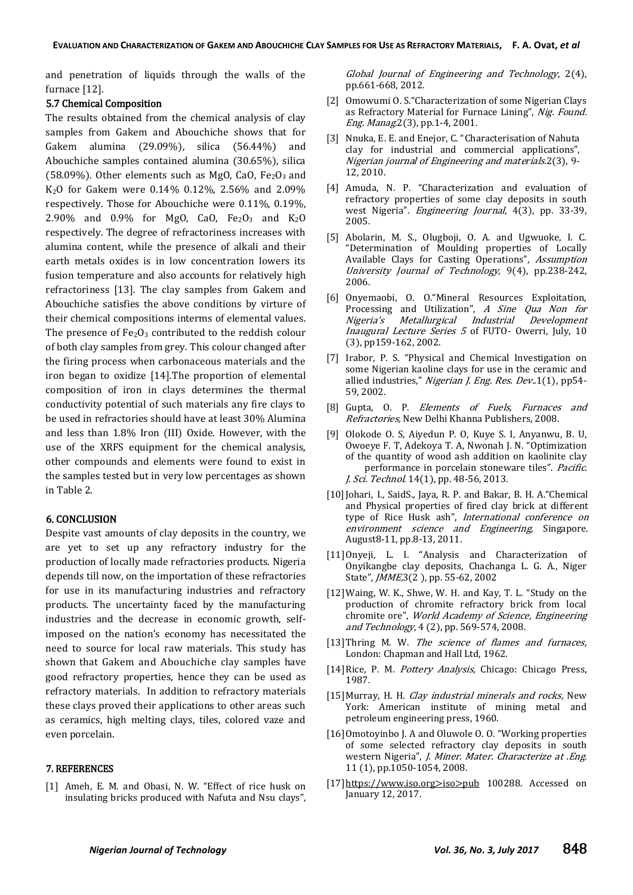and penetration of liquids through the walls of the furnace [12].

### 5.7 Chemical Composition

The results obtained from the chemical analysis of clay samples from Gakem and Abouchiche shows that for Gakem alumina (29.09%), silica (56.44%) and Abouchiche samples contained alumina (30.65%), silica (58.09%). Other elements such as MgO, CaO, $Fe_2O_3$ and $K_2O$ for Gakem were 0.14% 0.12%, 2.56% and 2.09% respectively. Those for Abouchiche were 0.11%, 0.19%, 2.90% and 0.9% for MgO, CaO, $Fe_2O_3$ and $K_2O$ respectively. The degree of refractoriness increases with alumina content, while the presence of alkali and their earth metals oxides is in low concentration lowers its fusion temperature and also accounts for relatively high refractoriness [13]. The clay samples from Gakem and Abouchiche satisfies the above conditions by virture of their chemical compositions interms of elemental values. The presence of $Fe_2O_3$ contributed to the reddish colour of both clay samples from grey. This colour changed after the firing process when carbonaceous materials and the iron began to oxidize [14].The proportion of elemental composition of iron in clays determines the thermal conductivity potential of such materials any fire clays to be used in refractories should have at least 30% Alumina and less than 1.8% Iron (III) Oxide. However, with the use of the XRFS equipment for the chemical analysis, other compounds and elements were found to exist in the samples tested but in very low percentages as shown in Table 2.

## 6. CONCLUSION

Despite vast amounts of clay deposits in the country, we are yet to set up any refractory industry for the production of locally made refractories products. Nigeria depends till now, on the importation of these refractories for use in its manufacturing industries and refractory products. The uncertainty faced by the manufacturing industries and the decrease in economic growth, self-imposed on the nation's economy has necessitated the need to source for local raw materials. This study has shown that Gakem and Abouchiche clay samples have good refractory properties, hence they can be used as refractory materials. In addition to refractory materials these clays proved their applications to other areas such as ceramics, high melting clays, tiles, colored vaze and even porcelain.

## 7. REFERENCES

[1] Ameh, E. M. and Obasi, N. W. "Effect of rice husk on insulating bricks produced with Nafuta and Nsu clays", *Global Journal of Engineering and Technology*, 2(4), pp.661-668, 2012.

[2] Omowumi O. S."Characterization of some Nigerian Clays as Refractory Material for Furnace Lining", *Nig. Found. Eng. Manag.*2(3), pp.1-4, 2001.

[3] Nnuka, E. E. and Enejor, C. "Characterisation of Nahuta clay for industrial and commercial applications", *Nigerian journal of Engineering and materials.*2(3), 9-12, 2010.

[4] Amuda, N. P. "Characterization and evaluation of refractory properties of some clay deposits in south west Nigeria". *Engineering Journal*, 4(3), pp. 33-39, 2005.

[5] Abolarin, M. S., Olugboji, O. A. and Ugwuoke, I. C. "Determination of Moulding properties of Locally Available Clays for Casting Operations", *Assumption University Journal of Technology,* 9(4), pp.238-242, 2006.

[6] Onyemaobi, O. O."Mineral Resources Exploitation, Processing and Utilization", *A Sine Qua Non for Nigeria's Metallurgical Industrial Development Inaugural Lecture Series 5* of FUTO- Owerri, July, 10 (3), pp159-162, 2002.

[7] Irabor, P. S. "Physical and Chemical Investigation on some Nigerian kaoline clays for use in the ceramic and allied industries," *Nigerian J. Eng. Res. Dev.*.1(1), pp54-59, 2002.

[8] Gupta, O. P. *Elements of Fuels, Furnaces and Refractories,* New Delhi Khanna Publishers, 2008.

[9] Olokode O. S, Aiyedun P. O, Kuye S. I, Anyanwu, B. U, Owoeye F. T, Adekoya T. A, Nwonah J. N. "Optimization of the quantity of wood ash addition on kaolinite clay performance in porcelain stoneware tiles". *Pacific. J. Sci. Technol.* 14(1), pp. 48-56, 2013.

[10] Johari, I., SaidS., Jaya, R. P. and Bakar, B. H. A."Chemical and Physical properties of fired clay brick at different type of Rice Husk ash", *International conference on environment science and Engineering*, Singapore. August8-11, pp.8-13, 2011.

[11] Onyeji, L. I. "Analysis and Characterization of Onyikangbe clay deposits, Chachanga L. G. A., Niger State", *JMME*,3(2 ), pp. 55-62, 2002

[12] Waing, W. K., Shwe, W. H. and Kay, T. L. "Study on the production of chromite refractory brick from local chromite ore", *World Academy of Science, Engineering and Technology*, 4 (2), pp. 569-574, 2008.

[13] Thring M. W. *The science of flames and furnaces*, London: Chapman and Hall Ltd, 1962.

[14] Rice, P. M. *Pottery Analysis*, Chicago: Chicago Press, 1987.

[15] Murray, H. H. *Clay industrial minerals and rocks,* New York: American institute of mining metal and petroleum engineering press, 1960.

[16] Omotoyinbo J. A and Oluwole O. O. "Working properties of some selected refractory clay deposits in south western Nigeria", *J. Miner. Mater. Characterize at .Eng.* 11 (1), pp.1050-1054, 2008.

[17] https://www.iso.org>iso>pub 100288. Accessed on January 12, 2017.